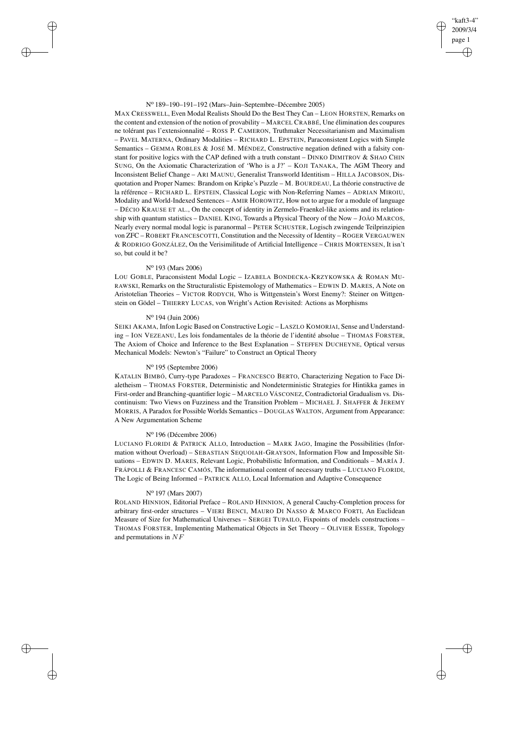N° 189–190–191–192 (Mars–Juin–Septembre–Décembre 2005)

MAX CRESSWELL, Even Modal Realists Should Do the Best They Can – LEON HORSTEN, Remarks on the content and extension of the notion of provability – MARCEL CRABBÉ, Une élimination des coupures ne tolérant pas l'extensionnalité – ROSS P. CAMERON, Truthmaker Necessitarianism and Maximalism – PAVEL MATERNA, Ordinary Modalities – RICHARD L. EPSTEIN, Paraconsistent Logics with Simple Semantics – GEMMA ROBLES & JOSÉ M. MÉNDEZ, Constructive negation defined with a falsity constant for positive logics with the CAP defined with a truth constant – DINKO DIMITROV & SHAO CHIN SUNG, On the Axiomatic Characterization of 'Who is a J?' – KOJI TANAKA, The AGM Theory and Inconsistent Belief Change – ARI MAUNU, Generalist Transworld Identitism – HILLA JACOBSON, Disquotation and Proper Names: Brandom on Kripke's Puzzle – M. BOURDEAU, La théorie constructive de la référence – RICHARD L. EPSTEIN, Classical Logic with Non-Referring Names – ADRIAN MIROIU, Modality and World-Indexed Sentences – AMIR HOROWITZ, How not to argue for a module of language – DÉCIO KRAUSE ET AL., On the concept of identity in Zermelo-Fraenkel-like axioms and its relationship with quantum statistics – DANIEL KING, Towards a Physical Theory of the Now – JOÃO MARCOS, Nearly every normal modal logic is paranormal – PETER SCHUSTER, Logisch zwingende Teilprinzipien von ZFC – ROBERT FRANCESCOTTI, Constitution and the Necessity of Identity – ROGER VERGAUWEN & RODRIGO GONZÁLEZ, On the Verisimilitude of Artificial Intelligence – CHRIS MORTENSEN, It isn't so, but could it be?

N° 193 (Mars 2006)

LOU GOBLE, Paraconsistent Modal Logic – IZABELA BONDECKA-KRZYKOWSKA & ROMAN MURAWSKI, Remarks on the Structuralistic Epistemology of Mathematics – EDWIN D. MARES, A Note on Aristotelian Theories – VICTOR RODYCH, Who is Wittgenstein's Worst Enemy?: Steiner on Wittgenstein on Gödel – THIERRY LUCAS, von Wright's Action Revisited: Actions as Morphisms

N° 194 (Juin 2006)

SEIKI AKAMA, Infon Logic Based on Constructive Logic – LASZLO KOMORJAI, Sense and Understanding – ION VEZEANU, Les lois fondamentales de la théorie de l'identité absolue – THOMAS FORSTER, The Axiom of Choice and Inference to the Best Explanation – STEFFEN DUCHEYNE, Optical versus Mechanical Models: Newton's "Failure" to Construct an Optical Theory

N° 195 (Septembre 2006)

KATALIN BIMBÓ, Curry-type Paradoxes – FRANCESCO BERTO, Characterizing Negation to Face Dialetheism – THOMAS FORSTER, Deterministic and Nondeterministic Strategies for Hintikka games in First-order and Branching-quantifier logic – MARCELO VÁSCONEZ, Contradictorial Gradualism vs. Discontinuism: Two Views on Fuzziness and the Transition Problem – MICHAEL J. SHAFFER & JEREMY MORRIS, A Paradox for Possible Worlds Semantics – DOUGLAS WALTON, Argument from Appearance: A New Argumentation Scheme

N° 196 (Décembre 2006)

LUCIANO FLORIDI & PATRICK ALLO, Introduction – MARK JAGO, Imagine the Possibilities (Information without Overload) – SEBASTIAN SEQUOIAH-GRAYSON, Information Flow and Impossible Situations – EDWIN D. MARES, Relevant Logic, Probabilistic Information, and Conditionals – MARÍA J. FRÁPOLLI & FRANCESC CAMÓS, The informational content of necessary truths – LUCIANO FLORIDI, The Logic of Being Informed – PATRICK ALLO, Local Information and Adaptive Consequence

N° 197 (Mars 2007)

ROLAND HINNION, Editorial Preface – ROLAND HINNION, A general Cauchy-Completion process for arbitrary first-order structures – VIERI BENCI, MAURO DI NASSO & MARCO FORTI, An Euclidean Measure of Size for Mathematical Universes – SERGEI TUPAILO, Fixpoints of models constructions – THOMAS FORSTER, Implementing Mathematical Objects in Set Theory – OLIVIER ESSER, Topology and permutations in $NF$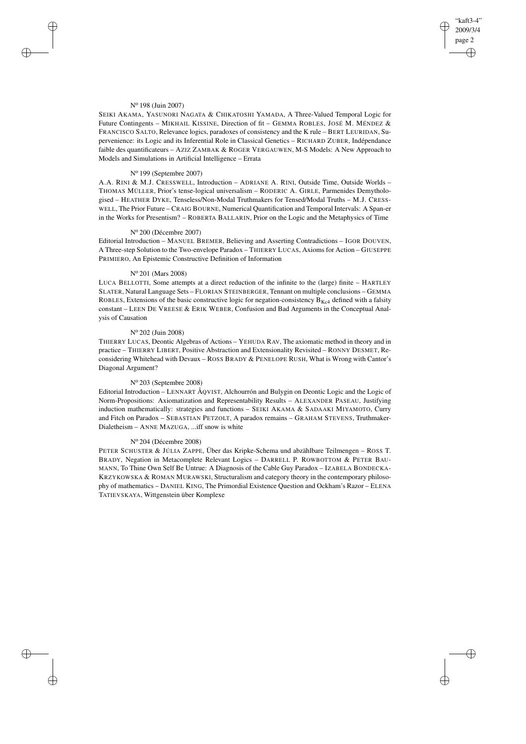N° 198 (Juin 2007)

Seiki Akama, Yasunori Nagata & Chikatoshi Yamada, A Three-Valued Temporal Logic for Future Contingents – Mikhail Kissine, Direction of fit – Gemma Robles, José M. Méndez & Francisco Salto, Relevance logics, paradoxes of consistency and the K rule – Bert Leuridan, Supervenience: its Logic and its Inferential Role in Classical Genetics – Richard Zuber, Indépendance faible des quantificateurs – Aziz Zambak & Roger Vergauwen, M-S Models: A New Approach to Models and Simulations in Artificial Intelligence – Errata

N° 199 (Septembre 2007)

A.A. Rini & M.J. Cresswell, Introduction – Adriane A. Rini, Outside Time, Outside Worlds – Thomas Müller, Prior's tense-logical universalism – Roderic A. Girle, Parmenides Demythologised – Heather Dyke, Tenseless/Non-Modal Truthmakers for Tensed/Modal Truths – M.J. Cresswell, The Prior Future – Craig Bourne, Numerical Quantification and Temporal Intervals: A Span-er in the Works for Presentism? – Roberta Ballarin, Prior on the Logic and the Metaphysics of Time

N° 200 (Décembre 2007)

Editorial Introduction – Manuel Bremer, Believing and Asserting Contradictions – Igor Douven, A Three-step Solution to the Two-envelope Paradox – Thierry Lucas, Axioms for Action – Giuseppe Primiero, An Epistemic Constructive Definition of Information

N° 201 (Mars 2008)

Luca Bellotti, Some attempts at a direct reduction of the infinite to the (large) finite – Hartley Slater, Natural Language Sets – Florian Steinberger, Tennant on multiple conclusions – Gemma Robles, Extensions of the basic constructive logic for negation-consistency $B_{Kc4}$ defined with a falsity constant – Leen De Vreese & Erik Weber, Confusion and Bad Arguments in the Conceptual Analysis of Causation

N° 202 (Juin 2008)

Thierry Lucas, Deontic Algebras of Actions – Yehuda Rav, The axiomatic method in theory and in practice – Thierry Libert, Positive Abstraction and Extensionality Revisited – Ronny Desmet, Reconsidering Whitehead with Devaux – Ross Brady & Penelope Rush, What is Wrong with Cantor's Diagonal Argument?

N° 203 (Septembre 2008)

Editorial Introduction – Lennart Åqvist, Alchourrón and Bulygin on Deontic Logic and the Logic of Norm-Propositions: Axiomatization and Representability Results – Alexander Paseau, Justifying induction mathematically: strategies and functions – Seiki Akama & Sadaaki Miyamoto, Curry and Fitch on Paradox – Sebastian Petzolt, A paradox remains – Graham Stevens, Truthmaker-Dialetheism – Anne Mazuga, ...iff snow is white

N° 204 (Décembre 2008)

Peter Schuster & Júlia Zappe, Über das Kripke-Schema und abzählbare Teilmengen – Ross T. Brady, Negation in Metacomplete Relevant Logics – Darrell P. Rowbottom & Peter Baumann, To Thine Own Self Be Untrue: A Diagnosis of the Cable Guy Paradox – Izabela Bondecka-Krzykowska & Roman Murawski, Structuralism and category theory in the contemporary philosophy of mathematics – Daniel King, The Primordial Existence Question and Ockham's Razor – Elena Tatievskaya, Wittgenstein über Komplexe